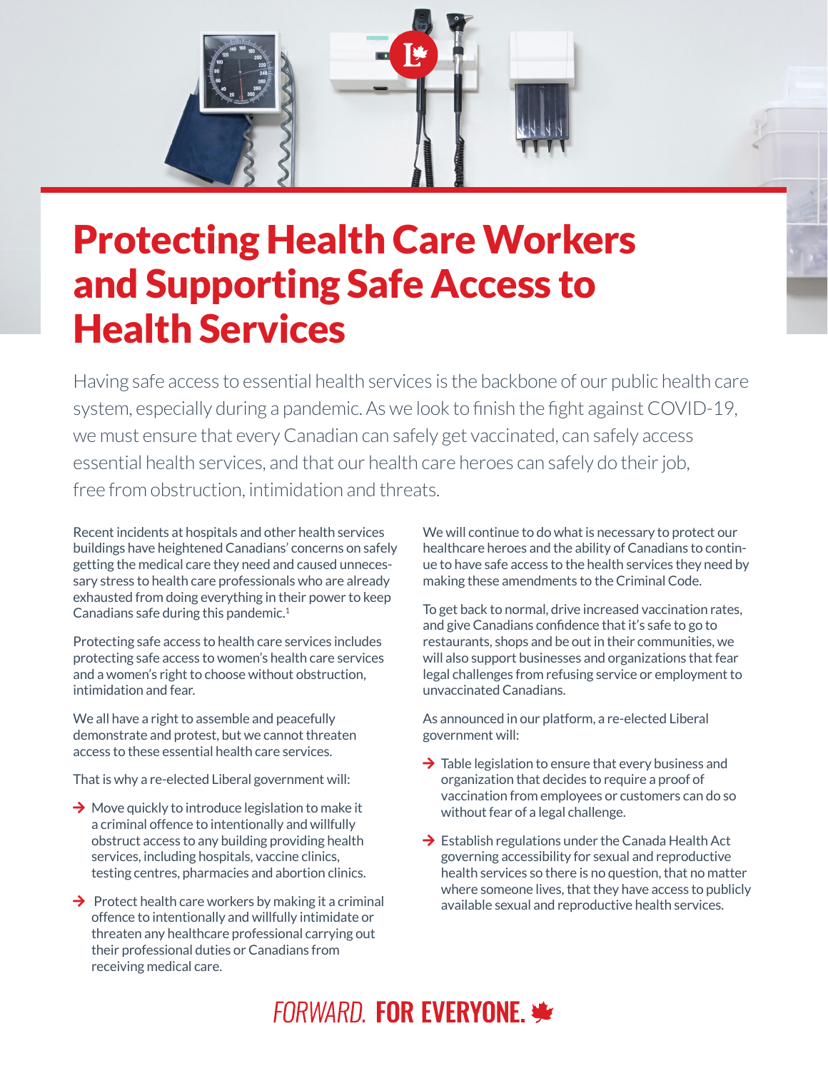# Protecting Health Care Workers and Supporting Safe Access to Health Services

Having safe access to essential health services is the backbone of our public health care system, especially during a pandemic. As we look to finish the fight against COVID-19, we must ensure that every Canadian can safely get vaccinated, can safely access essential health services, and that our health care heroes can safely do their job, free from obstruction, intimidation and threats.

Recent incidents at hospitals and other health services buildings have heightened Canadians' concerns on safely getting the medical care they need and caused unnecessary stress to health care professionals who are already exhausted from doing everything in their power to keep Canadians safe during this pandemic.[1]

Protecting safe access to health care services includes protecting safe access to women's health care services and a women's right to choose without obstruction, intimidation and fear.

We all have a right to assemble and peacefully demonstrate and protest, but we cannot threaten access to these essential health care services.

That is why a re-elected Liberal government will:

- Move quickly to introduce legislation to make it a criminal offence to intentionally and willfully obstruct access to any building providing health services, including hospitals, vaccine clinics, testing centres, pharmacies and abortion clinics.
- Protect health care workers by making it a criminal offence to intentionally and willfully intimidate or threaten any healthcare professional carrying out their professional duties or Canadians from receiving medical care.

We will continue to do what is necessary to protect our healthcare heroes and the ability of Canadians to continue to have safe access to the health services they need by making these amendments to the Criminal Code.

To get back to normal, drive increased vaccination rates, and give Canadians confidence that it's safe to go to restaurants, shops and be out in their communities, we will also support businesses and organizations that fear legal challenges from refusing service or employment to unvaccinated Canadians.

As announced in our platform, a re-elected Liberal government will:

- Table legislation to ensure that every business and organization that decides to require a proof of vaccination from employees or customers can do so without fear of a legal challenge.
- Establish regulations under the Canada Health Act governing accessibility for sexual and reproductive health services so there is no question, that no matter where someone lives, that they have access to publicly available sexual and reproductive health services.

*FORWARD.* **FOR EVERYONE.**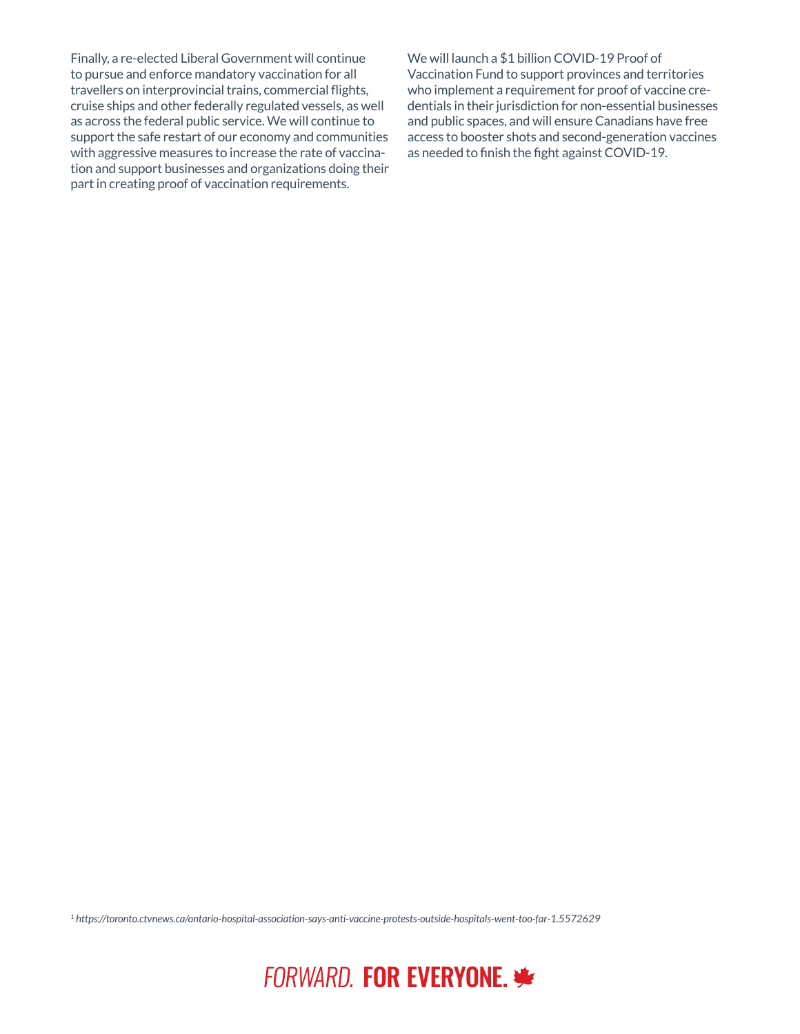Finally, a re-elected Liberal Government will continue to pursue and enforce mandatory vaccination for all travellers on interprovincial trains, commercial flights, cruise ships and other federally regulated vessels, as well as across the federal public service. We will continue to support the safe restart of our economy and communities with aggressive measures to increase the rate of vaccination and support businesses and organizations doing their part in creating proof of vaccination requirements.

We will launch a $1 billion COVID-19 Proof of Vaccination Fund to support provinces and territories who implement a requirement for proof of vaccine credentials in their jurisdiction for non-essential businesses and public spaces, and will ensure Canadians have free access to booster shots and second-generation vaccines as needed to finish the fight against COVID-19.

[1] *https://toronto.ctvnews.ca/ontario-hospital-association-says-anti-vaccine-protests-outside-hospitals-went-too-far-1.5572629*

*FORWARD.* **FOR EVERYONE.**